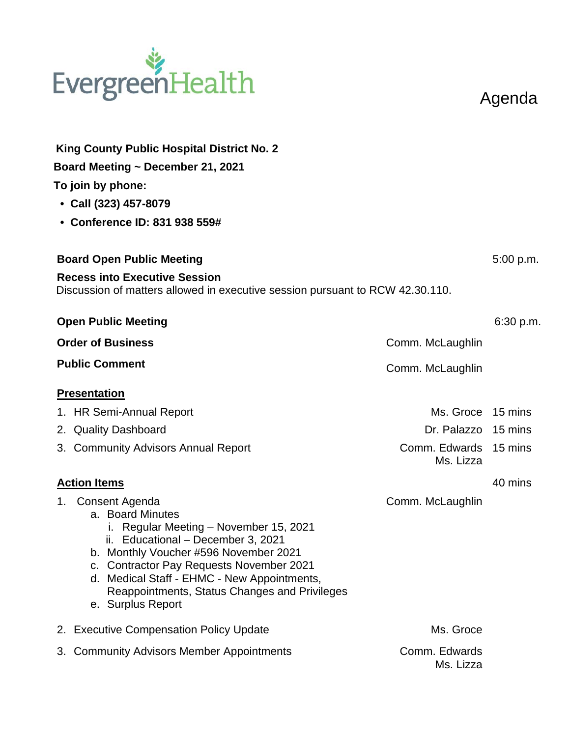EvergreenHealth

# Agenda

**King County Public Hospital District No. 2**

**Board Meeting ~ December 21, 2021**

**To join by phone:**

- **Call (323) 457-8079**
- **Conference ID: 831 938 559#**

| | | | |
|---|---|---|---|
| **Board Open Public Meeting** | | 5:00 p.m. | |
| **Recess into Executive Session** Discussion of matters allowed in executive session pursuant to RCW 42.30.110. | | | |
| **Open Public Meeting** | | 6:30 p.m. | |
| **Order of Business** | Comm. McLaughlin | | |
| **Public Comment** | Comm. McLaughlin | | |

## Presentation

| | | |
|---|---|---|
| 1. HR Semi-Annual Report | Ms. Groce | 15 mins |
| 2. Quality Dashboard | Dr. Palazzo | 15 mins |
| 3. Community Advisors Annual Report | Comm. Edwards Ms. Lizza | 15 mins |

## Action Items

40 mins

1. Consent Agenda — Comm. McLaughlin
   a. Board Minutes
      i. Regular Meeting – November 15, 2021
      ii. Educational – December 3, 2021
   b. Monthly Voucher #596 November 2021
   c. Contractor Pay Requests November 2021
   d. Medical Staff - EHMC - New Appointments, Reappointments, Status Changes and Privileges
   e. Surplus Report
2. Executive Compensation Policy Update — Ms. Groce
3. Community Advisors Member Appointments — Comm. Edwards, Ms. Lizza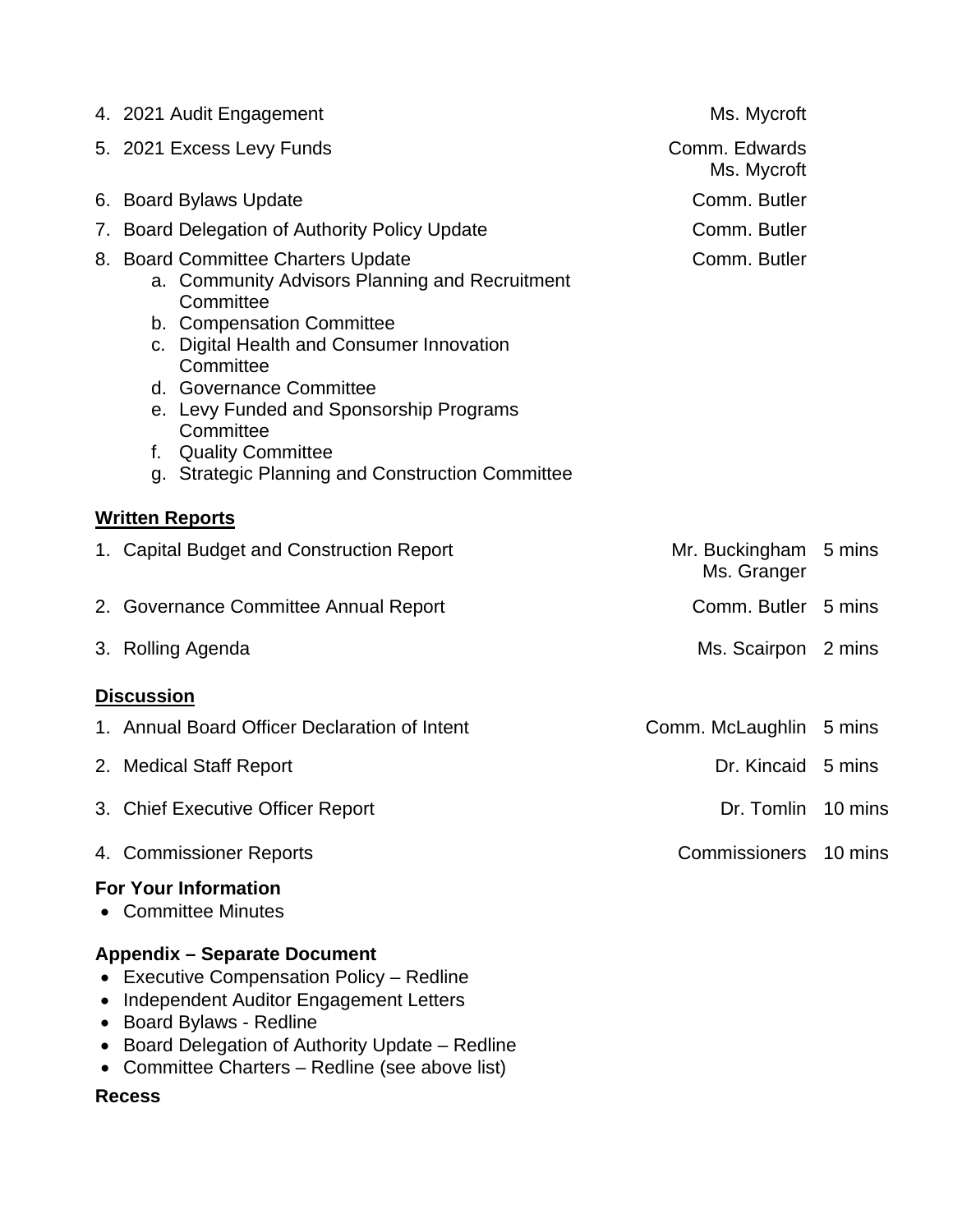4. 2021 Audit Engagement — Ms. Mycroft
5. 2021 Excess Levy Funds — Comm. Edwards, Ms. Mycroft
6. Board Bylaws Update — Comm. Butler
7. Board Delegation of Authority Policy Update — Comm. Butler
8. Board Committee Charters Update — Comm. Butler
    a. Community Advisors Planning and Recruitment Committee
    b. Compensation Committee
    c. Digital Health and Consumer Innovation Committee
    d. Governance Committee
    e. Levy Funded and Sponsorship Programs Committee
    f. Quality Committee
    g. Strategic Planning and Construction Committee

**Written Reports**

| Item | Presenter | Time |
|---|---|---|
| 1. Capital Budget and Construction Report | Mr. Buckingham, Ms. Granger | 5 mins |
| 2. Governance Committee Annual Report | Comm. Butler | 5 mins |
| 3. Rolling Agenda | Ms. Scairpon | 2 mins |

**Discussion**

| Item | Presenter | Time |
|---|---|---|
| 1. Annual Board Officer Declaration of Intent | Comm. McLaughlin | 5 mins |
| 2. Medical Staff Report | Dr. Kincaid | 5 mins |
| 3. Chief Executive Officer Report | Dr. Tomlin | 10 mins |
| 4. Commissioner Reports | Commissioners | 10 mins |

**For Your Information**

- Committee Minutes

**Appendix – Separate Document**

- Executive Compensation Policy – Redline
- Independent Auditor Engagement Letters
- Board Bylaws - Redline
- Board Delegation of Authority Update – Redline
- Committee Charters – Redline (see above list)

**Recess**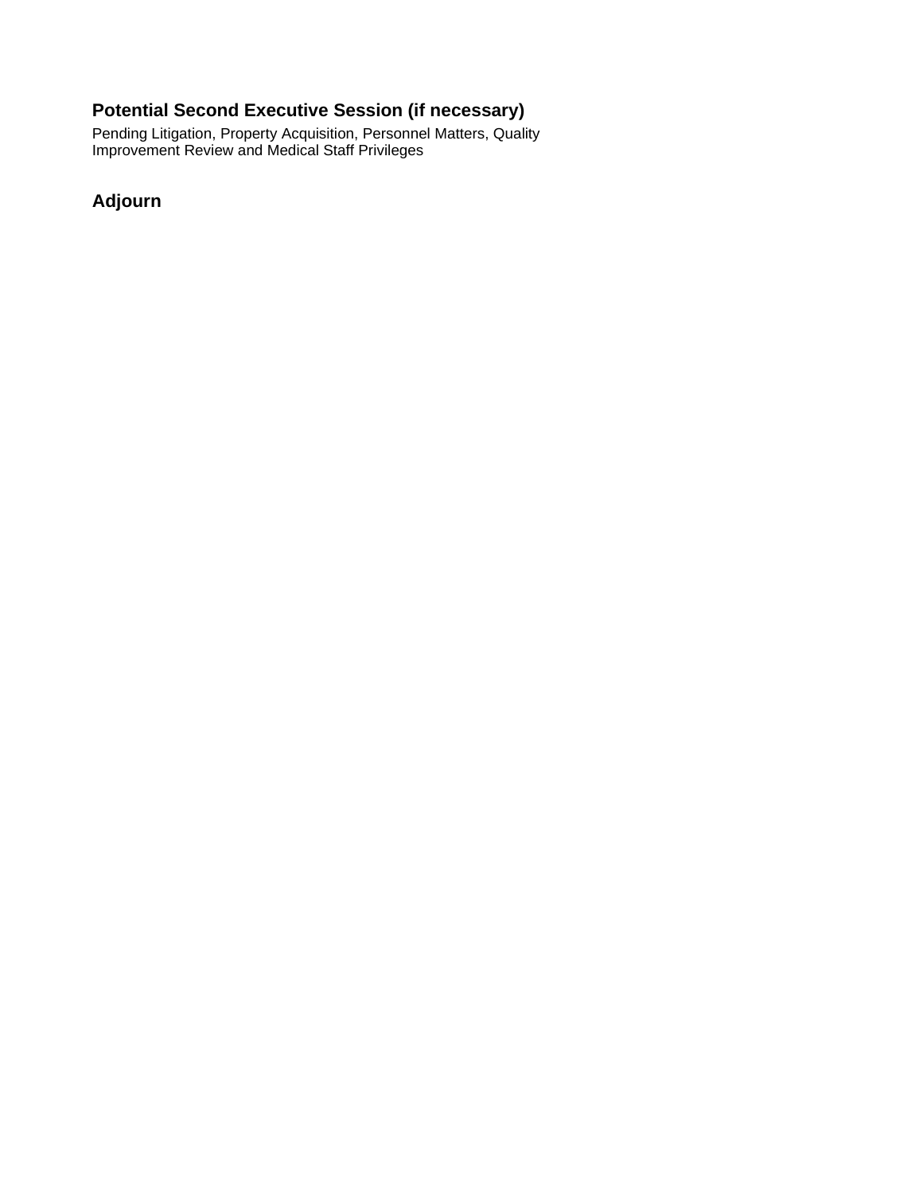**Potential Second Executive Session (if necessary)**

Pending Litigation, Property Acquisition, Personnel Matters, Quality Improvement Review and Medical Staff Privileges

**Adjourn**